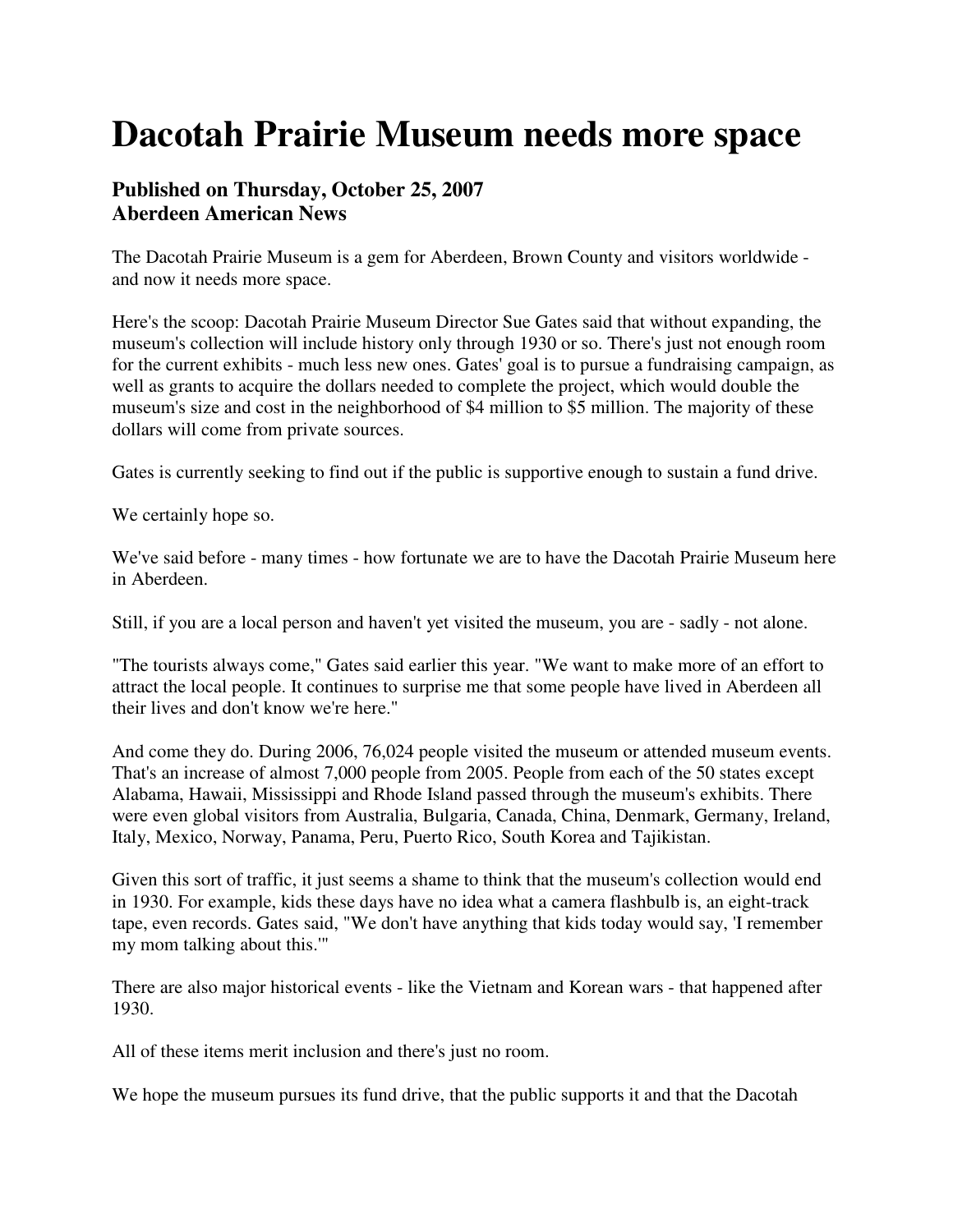# Dacotah Prairie Museum needs more space

### Published on Thursday, October 25, 2007
### Aberdeen American News

The Dacotah Prairie Museum is a gem for Aberdeen, Brown County and visitors worldwide - and now it needs more space.

Here's the scoop: Dacotah Prairie Museum Director Sue Gates said that without expanding, the museum's collection will include history only through 1930 or so. There's just not enough room for the current exhibits - much less new ones. Gates' goal is to pursue a fundraising campaign, as well as grants to acquire the dollars needed to complete the project, which would double the museum's size and cost in the neighborhood of $4 million to $5 million. The majority of these dollars will come from private sources.

Gates is currently seeking to find out if the public is supportive enough to sustain a fund drive.

We certainly hope so.

We've said before - many times - how fortunate we are to have the Dacotah Prairie Museum here in Aberdeen.

Still, if you are a local person and haven't yet visited the museum, you are - sadly - not alone.

"The tourists always come," Gates said earlier this year. "We want to make more of an effort to attract the local people. It continues to surprise me that some people have lived in Aberdeen all their lives and don't know we're here."

And come they do. During 2006, 76,024 people visited the museum or attended museum events. That's an increase of almost 7,000 people from 2005. People from each of the 50 states except Alabama, Hawaii, Mississippi and Rhode Island passed through the museum's exhibits. There were even global visitors from Australia, Bulgaria, Canada, China, Denmark, Germany, Ireland, Italy, Mexico, Norway, Panama, Peru, Puerto Rico, South Korea and Tajikistan.

Given this sort of traffic, it just seems a shame to think that the museum's collection would end in 1930. For example, kids these days have no idea what a camera flashbulb is, an eight-track tape, even records. Gates said, "We don't have anything that kids today would say, 'I remember my mom talking about this.'"

There are also major historical events - like the Vietnam and Korean wars - that happened after 1930.

All of these items merit inclusion and there's just no room.

We hope the museum pursues its fund drive, that the public supports it and that the Dacotah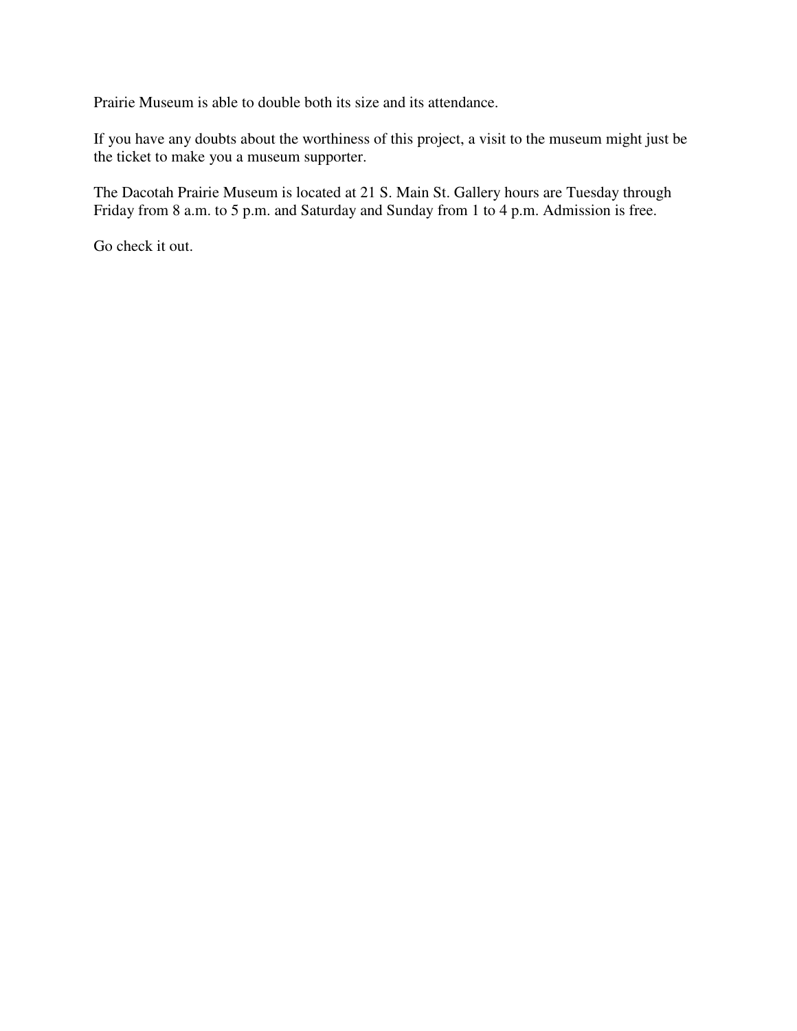Prairie Museum is able to double both its size and its attendance.

If you have any doubts about the worthiness of this project, a visit to the museum might just be the ticket to make you a museum supporter.

The Dacotah Prairie Museum is located at 21 S. Main St. Gallery hours are Tuesday through Friday from 8 a.m. to 5 p.m. and Saturday and Sunday from 1 to 4 p.m. Admission is free.

Go check it out.